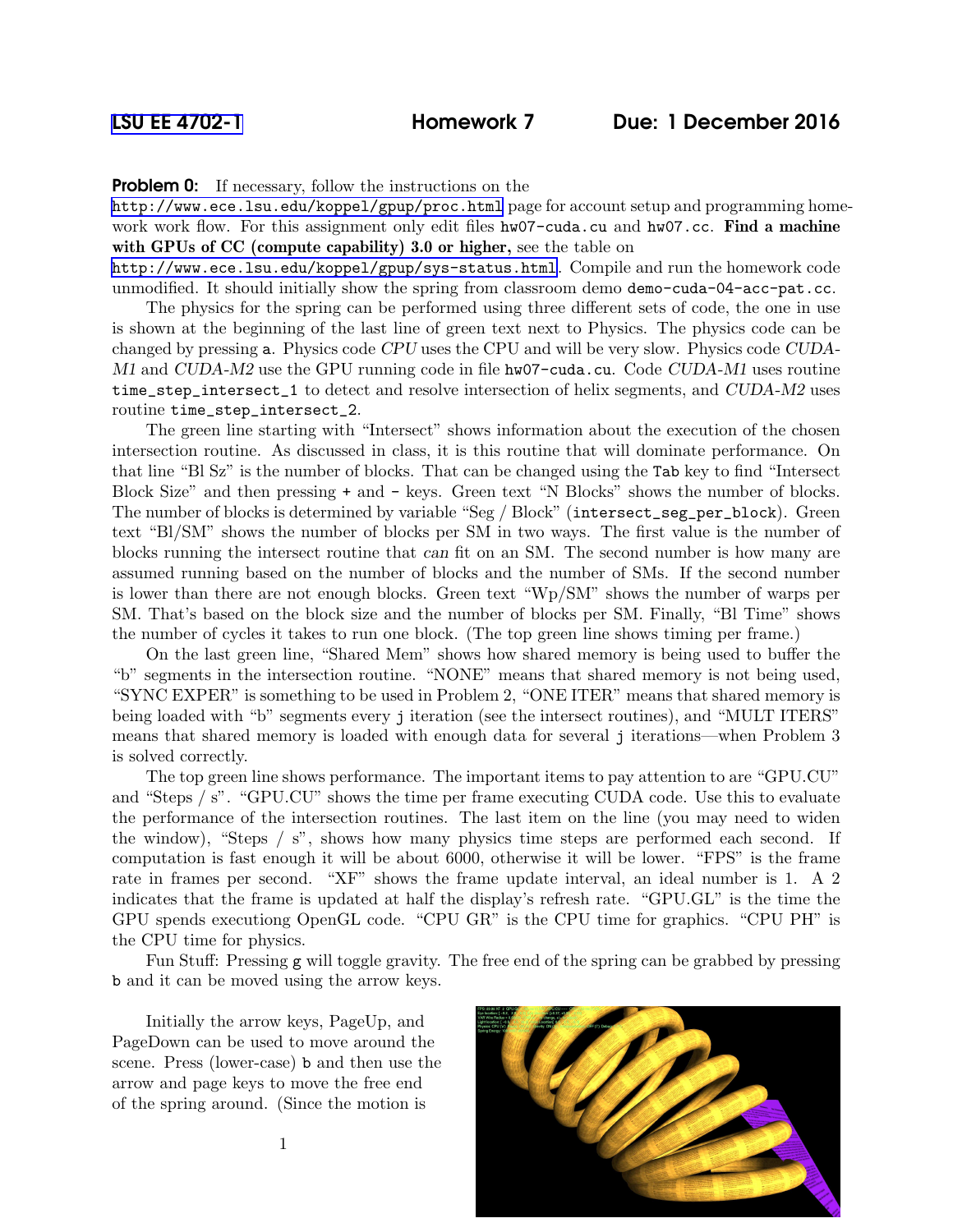LSU EE 4702-1 **Homework 7** **Due: 1 December 2016**

**Problem 0:** If necessary, follow the instructions on the http://www.ece.lsu.edu/koppel/gpup/proc.html page for account setup and programming homework work flow. For this assignment only edit files `hw07-cuda.cu` and `hw07.cc`. **Find a machine with GPUs of CC (compute capability) 3.0 or higher,** see the table on http://www.ece.lsu.edu/koppel/gpup/sys-status.html. Compile and run the homework code unmodified. It should initially show the spring from classroom demo `demo-cuda-04-acc-pat.cc`.

The physics for the spring can be performed using three different sets of code, the one in use is shown at the beginning of the last line of green text next to Physics. The physics code can be changed by pressing `a`. Physics code *CPU* uses the CPU and will be very slow. Physics code *CUDA-M1* and *CUDA-M2* use the GPU running code in file `hw07-cuda.cu`. Code *CUDA-M1* uses routine `time_step_intersect_1` to detect and resolve intersection of helix segments, and *CUDA-M2* uses routine `time_step_intersect_2`.

The green line starting with "Intersect" shows information about the execution of the chosen intersection routine. As discussed in class, it is this routine that will dominate performance. On that line "Bl Sz" is the number of blocks. That can be changed using the `Tab` key to find "Intersect Block Size" and then pressing `+` and `-` keys. Green text "N Blocks" shows the number of blocks. The number of blocks is determined by variable "Seg / Block" (`intersect_seg_per_block`). Green text "Bl/SM" shows the number of blocks per SM in two ways. The first value is the number of blocks running the intersect routine that *can* fit on an SM. The second number is how many are assumed running based on the number of blocks and the number of SMs. If the second number is lower than there are not enough blocks. Green text "Wp/SM" shows the number of warps per SM. That's based on the block size and the number of blocks per SM. Finally, "Bl Time" shows the number of cycles it takes to run one block. (The top green line shows timing per frame.)

On the last green line, "Shared Mem" shows how shared memory is being used to buffer the "b" segments in the intersection routine. "NONE" means that shared memory is not being used, "SYNC EXPER" is something to be used in Problem 2, "ONE ITER" means that shared memory is being loaded with "b" segments every `j` iteration (see the intersect routines), and "MULT ITERS" means that shared memory is loaded with enough data for several `j` iterations—when Problem 3 is solved correctly.

The top green line shows performance. The important items to pay attention to are "GPU.CU" and "Steps / s". "GPU.CU" shows the time per frame executing CUDA code. Use this to evaluate the performance of the intersection routines. The last item on the line (you may need to widen the window), "Steps / s", shows how many physics time steps are performed each second. If computation is fast enough it will be about 6000, otherwise it will be lower. "FPS" is the frame rate in frames per second. "XF" shows the frame update interval, an ideal number is 1. A 2 indicates that the frame is updated at half the display's refresh rate. "GPU.GL" is the time the GPU spends executiong OpenGL code. "CPU GR" is the CPU time for graphics. "CPU PH" is the CPU time for physics.

Fun Stuff: Pressing `g` will toggle gravity. The free end of the spring can be grabbed by pressing `b` and it can be moved using the arrow keys.

Initially the arrow keys, PageUp, and PageDown can be used to move around the scene. Press (lower-case) `b` and then use the arrow and page keys to move the free end of the spring around. (Since the motion is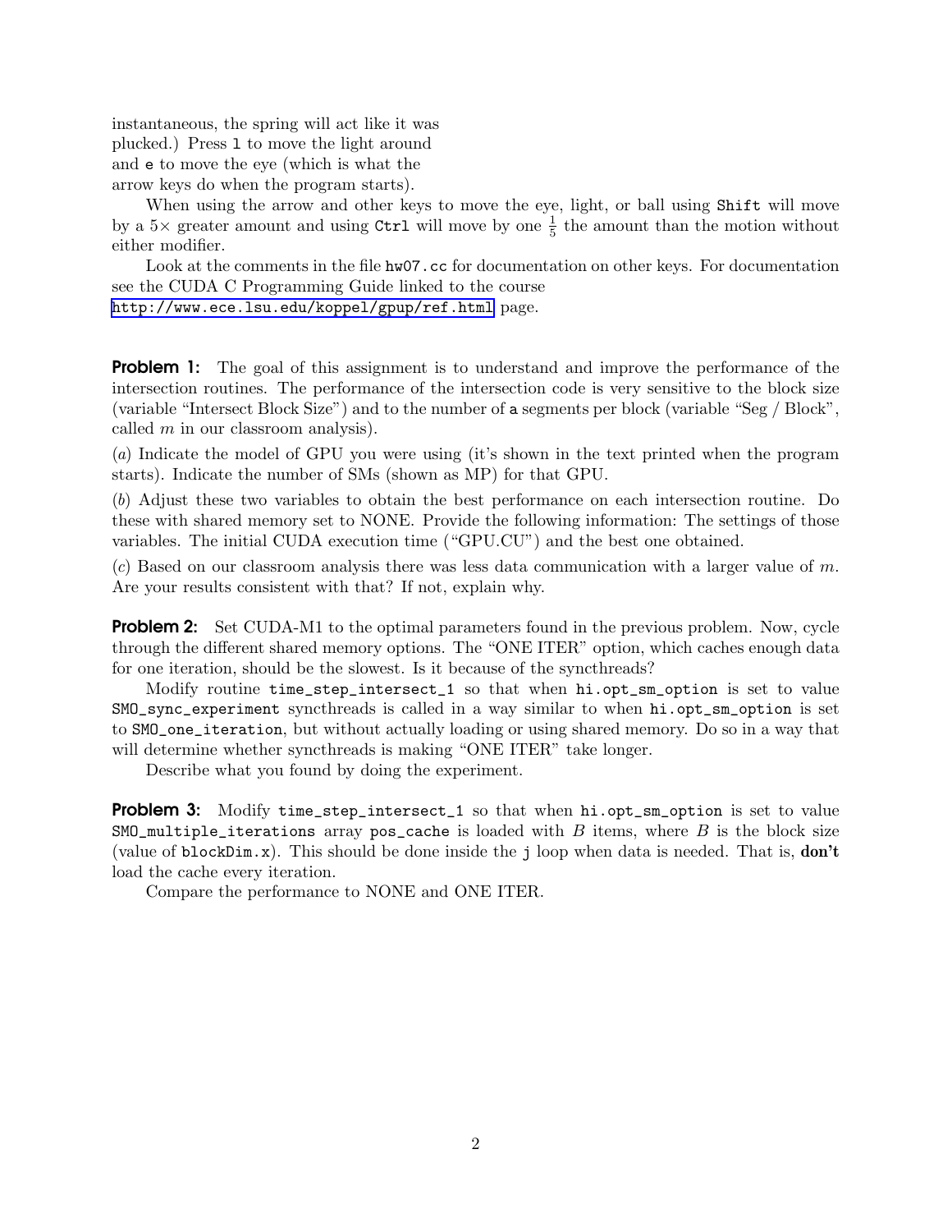instantaneous, the spring will act like it was plucked.) Press `l` to move the light around and `e` to move the eye (which is what the arrow keys do when the program starts).

When using the arrow and other keys to move the eye, light, or ball using `Shift` will move by a 5× greater amount and using `Ctrl` will move by one $\frac{1}{5}$ the amount than the motion without either modifier.

Look at the comments in the file `hw07.cc` for documentation on other keys. For documentation see the CUDA C Programming Guide linked to the course http://www.ece.lsu.edu/koppel/gpup/ref.html page.

**Problem 1:** The goal of this assignment is to understand and improve the performance of the intersection routines. The performance of the intersection code is very sensitive to the block size (variable "Intersect Block Size") and to the number of `a` segments per block (variable "Seg / Block", called $m$ in our classroom analysis).

(*a*) Indicate the model of GPU you were using (it's shown in the text printed when the program starts). Indicate the number of SMs (shown as MP) for that GPU.

(*b*) Adjust these two variables to obtain the best performance on each intersection routine. Do these with shared memory set to NONE. Provide the following information: The settings of those variables. The initial CUDA execution time ("GPU.CU") and the best one obtained.

(*c*) Based on our classroom analysis there was less data communication with a larger value of $m$. Are your results consistent with that? If not, explain why.

**Problem 2:** Set CUDA-M1 to the optimal parameters found in the previous problem. Now, cycle through the different shared memory options. The "ONE ITER" option, which caches enough data for one iteration, should be the slowest. Is it because of the syncthreads?

Modify routine `time_step_intersect_1` so that when `hi.opt_sm_option` is set to value `SMO_sync_experiment` syncthreads is called in a way similar to when `hi.opt_sm_option` is set to `SMO_one_iteration`, but without actually loading or using shared memory. Do so in a way that will determine whether syncthreads is making "ONE ITER" take longer.

Describe what you found by doing the experiment.

**Problem 3:** Modify `time_step_intersect_1` so that when `hi.opt_sm_option` is set to value `SMO_multiple_iterations` array `pos_cache` is loaded with $B$ items, where $B$ is the block size (value of `blockDim.x`). This should be done inside the `j` loop when data is needed. That is, **don't** load the cache every iteration.

Compare the performance to NONE and ONE ITER.